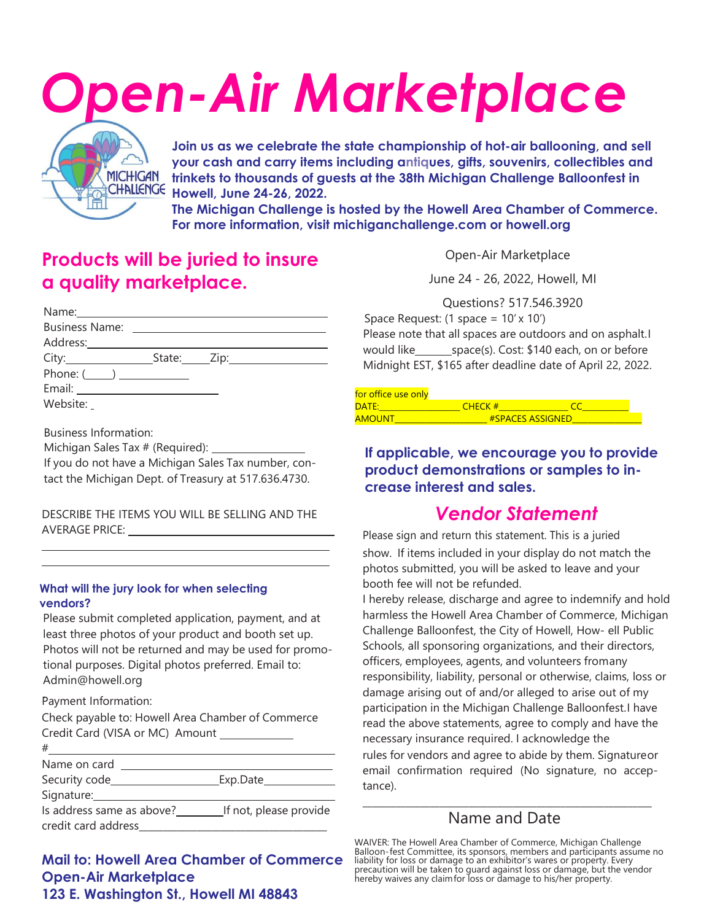# Open-Air Marketplace

**Join us as we celebrate the state championship of hot-air ballooning, and sell your cash and carry items including antiques, gifts, souvenirs, collectibles and trinkets to thousands of guests at the 38th Michigan Challenge Balloonfest in Howell, June 24-26, 2022.**

**The Michigan Challenge is hosted by the Howell Area Chamber of Commerce. For more information, visit michiganchallenge.com or howell.org**

## Products will be juried to insure a quality marketplace.

Name: ____________________

Business Name: ____________________

Address: ____________________

City: __________ State: ______ Zip: __________

Phone: (____) __________

Email: ____________________

Website: _

Business Information:

Michigan Sales Tax # (Required): __________

If you do not have a Michigan Sales Tax number, contact the Michigan Dept. of Treasury at 517.636.4730.

DESCRIBE THE ITEMS YOU WILL BE SELLING AND THE AVERAGE PRICE: ____________________

### What will the jury look for when selecting vendors?

Please submit completed application, payment, and at least three photos of your product and booth set up. Photos will not be returned and may be used for promotional purposes. Digital photos preferred. Email to: Admin@howell.org

Payment Information:

Check payable to: Howell Area Chamber of Commerce

Credit Card (VISA or MC) Amount __________

# ____________________

Name on card ____________________

Security code __________ Exp.Date __________

Signature: ____________________

Is address same as above? ________ If not, please provide credit card address ____________________

**Mail to: Howell Area Chamber of Commerce**
**Open-Air Marketplace**
**123 E. Washington St., Howell MI 48843**

Open-Air Marketplace

June 24 - 26, 2022, Howell, MI

Questions? 517.546.3920

Space Request: (1 space = 10' x 10')

Please note that all spaces are outdoors and on asphalt. I would like______space(s). Cost: $140 each, on or before Midnight EST, $165 after deadline date of April 22, 2022.

for office use only

DATE:__________ CHECK #__________ CC__________

AMOUNT__________ #SPACES ASSIGNED__________

**If applicable, we encourage you to provide product demonstrations or samples to increase interest and sales.**

## *Vendor Statement*

Please sign and return this statement. This is a juried show. If items included in your display do not match the photos submitted, you will be asked to leave and your booth fee will not be refunded.

I hereby release, discharge and agree to indemnify and hold harmless the Howell Area Chamber of Commerce, Michigan Challenge Balloonfest, the City of Howell, How- ell Public Schools, all sponsoring organizations, and their directors, officers, employees, agents, and volunteers fromany responsibility, liability, personal or otherwise, claims, loss or damage arising out of and/or alleged to arise out of my participation in the Michigan Challenge Balloonfest. I have read the above statements, agree to comply and have the necessary insurance required. I acknowledge the rules for vendors and agree to abide by them. Signatureor email confirmation required (No signature, no acceptance).

____________________

Name and Date

WAIVER: The Howell Area Chamber of Commerce, Michigan Challenge Balloon-fest Committee, its sponsors, members and participants assume no liability for loss or damage to an exhibitor's wares or property. Every precaution will be taken to guard against loss or damage, but the vendor hereby waives any claimfor loss or damage to his/her property.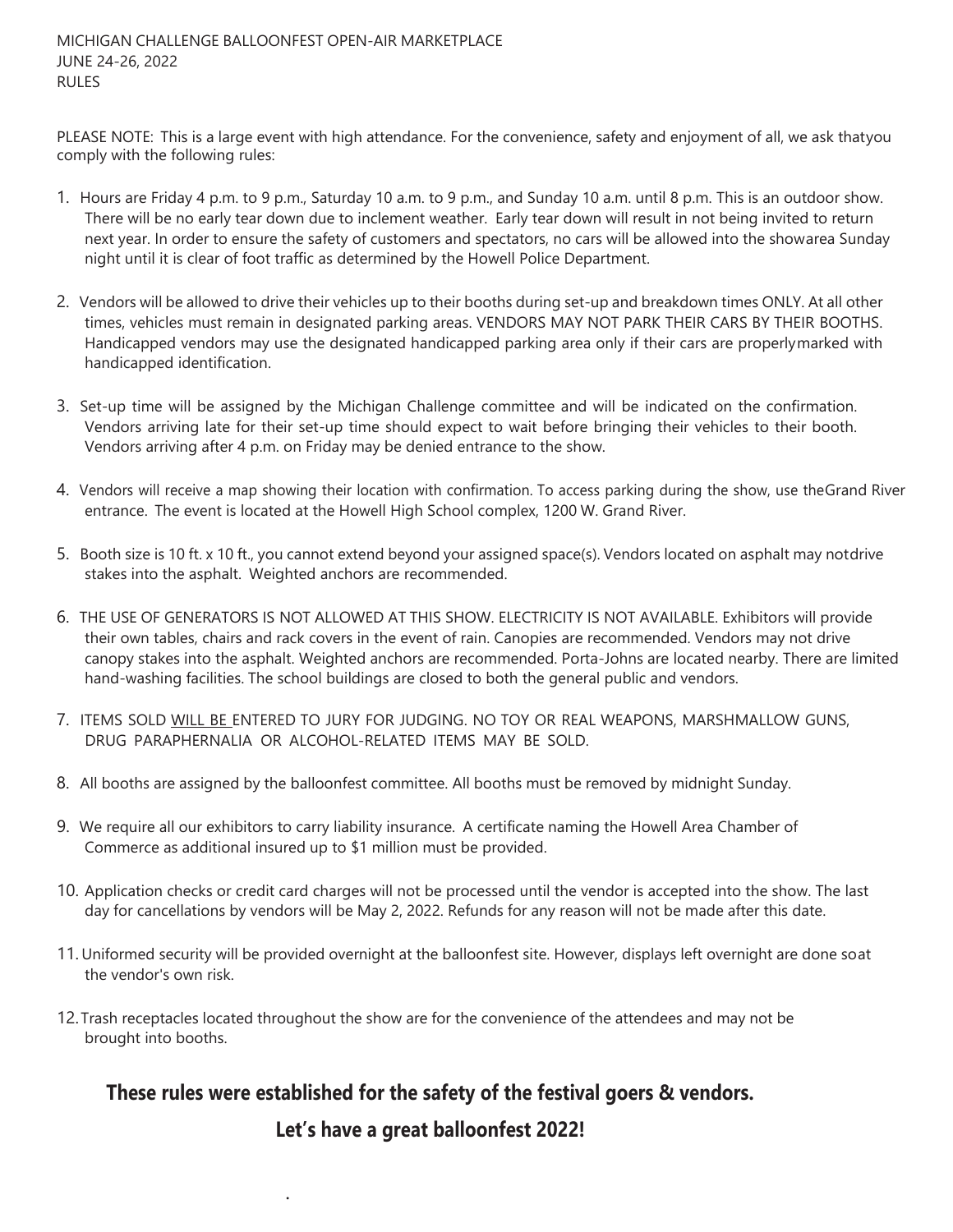MICHIGAN CHALLENGE BALLOONFEST OPEN-AIR MARKETPLACE
JUNE 24-26, 2022
RULES

PLEASE NOTE: This is a large event with high attendance. For the convenience, safety and enjoyment of all, we ask thatyou comply with the following rules:

1. Hours are Friday 4 p.m. to 9 p.m., Saturday 10 a.m. to 9 p.m., and Sunday 10 a.m. until 8 p.m. This is an outdoor show. There will be no early tear down due to inclement weather. Early tear down will result in not being invited to return next year. In order to ensure the safety of customers and spectators, no cars will be allowed into the showarea Sunday night until it is clear of foot traffic as determined by the Howell Police Department.

2. Vendors will be allowed to drive their vehicles up to their booths during set-up and breakdown times ONLY. At all other times, vehicles must remain in designated parking areas. VENDORS MAY NOT PARK THEIR CARS BY THEIR BOOTHS. Handicapped vendors may use the designated handicapped parking area only if their cars are properlymarked with handicapped identification.

3. Set-up time will be assigned by the Michigan Challenge committee and will be indicated on the confirmation. Vendors arriving late for their set-up time should expect to wait before bringing their vehicles to their booth. Vendors arriving after 4 p.m. on Friday may be denied entrance to the show.

4. Vendors will receive a map showing their location with confirmation. To access parking during the show, use theGrand River entrance. The event is located at the Howell High School complex, 1200 W. Grand River.

5. Booth size is 10 ft. x 10 ft., you cannot extend beyond your assigned space(s). Vendors located on asphalt may notdrive stakes into the asphalt. Weighted anchors are recommended.

6. THE USE OF GENERATORS IS NOT ALLOWED AT THIS SHOW. ELECTRICITY IS NOT AVAILABLE. Exhibitors will provide their own tables, chairs and rack covers in the event of rain. Canopies are recommended. Vendors may not drive canopy stakes into the asphalt. Weighted anchors are recommended. Porta-Johns are located nearby. There are limited hand-washing facilities. The school buildings are closed to both the general public and vendors.

7. ITEMS SOLD <u>WILL BE</u> ENTERED TO JURY FOR JUDGING. NO TOY OR REAL WEAPONS, MARSHMALLOW GUNS, DRUG PARAPHERNALIA OR ALCOHOL-RELATED ITEMS MAY BE SOLD.

8. All booths are assigned by the balloonfest committee. All booths must be removed by midnight Sunday.

9. We require all our exhibitors to carry liability insurance. A certificate naming the Howell Area Chamber of Commerce as additional insured up to $1 million must be provided.

10. Application checks or credit card charges will not be processed until the vendor is accepted into the show. The last day for cancellations by vendors will be May 2, 2022. Refunds for any reason will not be made after this date.

11. Uniformed security will be provided overnight at the balloonfest site. However, displays left overnight are done soat the vendor's own risk.

12. Trash receptacles located throughout the show are for the convenience of the attendees and may not be brought into booths.

**These rules were established for the safety of the festival goers & vendors.**

**Let's have a great balloonfest 2022!**